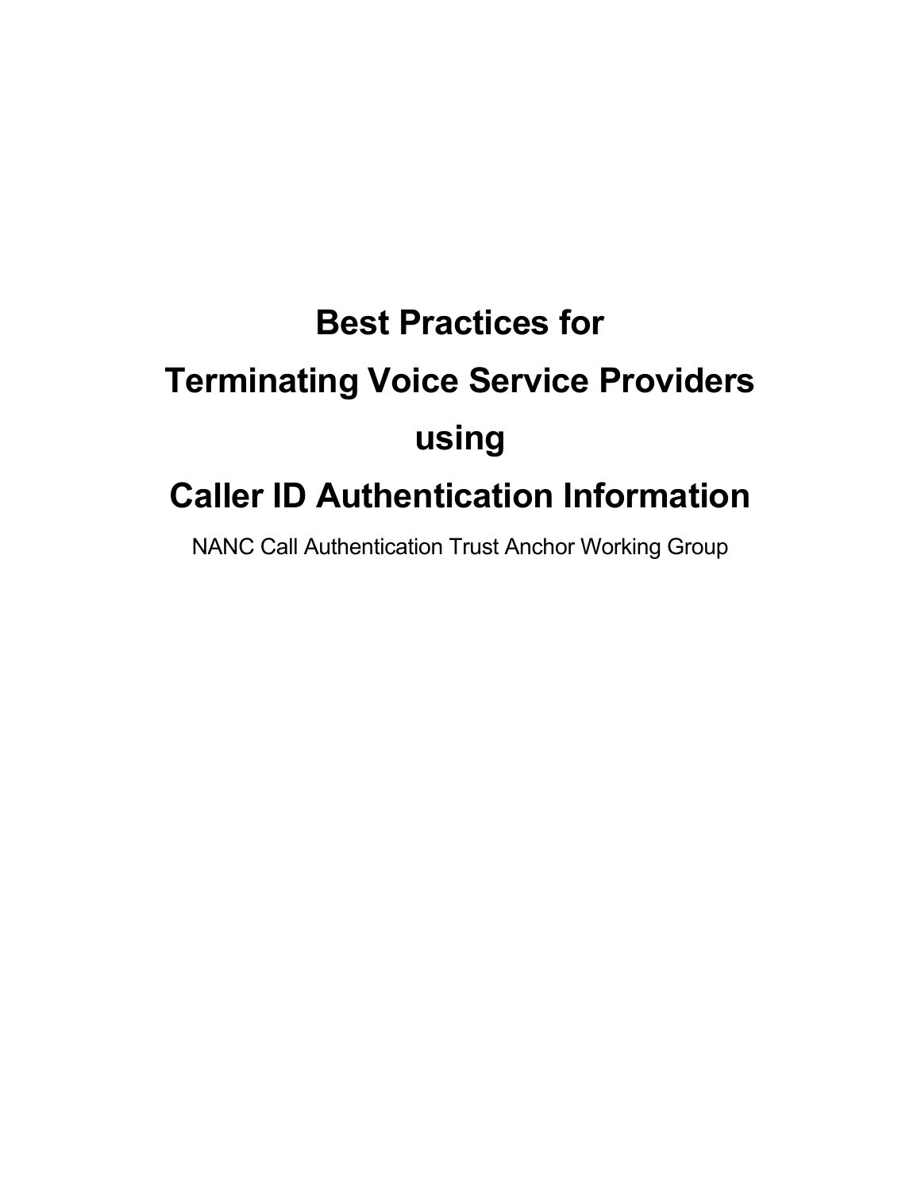# Best Practices for Terminating Voice Service Providers using Caller ID Authentication Information

NANC Call Authentication Trust Anchor Working Group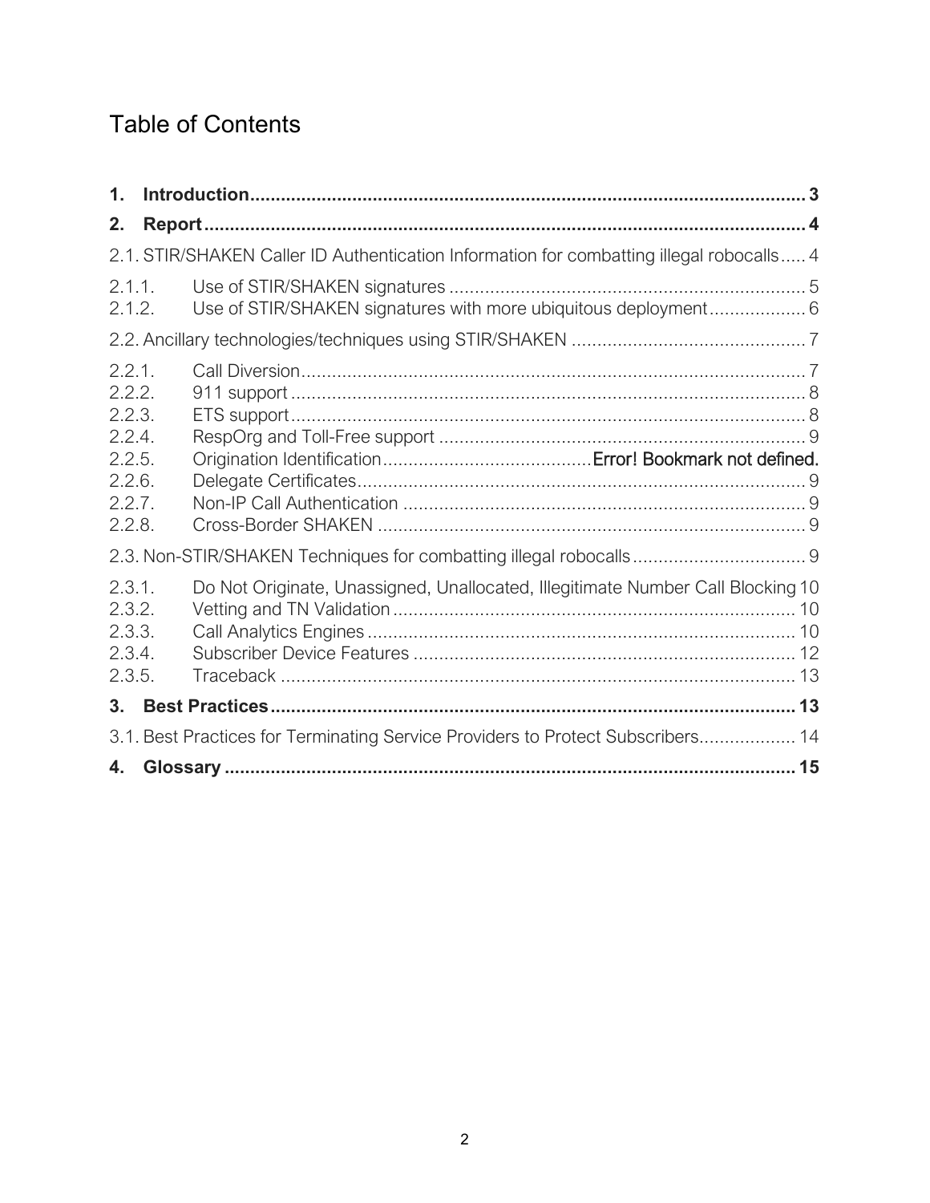# Table of Contents

**1. Introduction** ........................................................................................................ **3**

**2. Report** ................................................................................................................. **4**

2.1. STIR/SHAKEN Caller ID Authentication Information for combatting illegal robocalls ..... 4

2.1.1. Use of STIR/SHAKEN signatures ...................................................................... 5
2.1.2. Use of STIR/SHAKEN signatures with more ubiquitous deployment ................... 6

2.2. Ancillary technologies/techniques using STIR/SHAKEN .............................................. 7

2.2.1. Call Diversion ..................................................................................................... 7
2.2.2. 911 support ........................................................................................................ 8
2.2.3. ETS support ........................................................................................................ 8
2.2.4. RespOrg and Toll-Free support ........................................................................... 9
2.2.5. Origination Identification ........................................ Error! Bookmark not defined.
2.2.6. Delegate Certificates ........................................................................................... 9
2.2.7. Non-IP Call Authentication .................................................................................. 9
2.2.8. Cross-Border SHAKEN ........................................................................................ 9

2.3. Non-STIR/SHAKEN Techniques for combatting illegal robocalls .................................. 9

2.3.1. Do Not Originate, Unassigned, Unallocated, Illegitimate Number Call Blocking 10
2.3.2. Vetting and TN Validation .................................................................................. 10
2.3.3. Call Analytics Engines ....................................................................................... 10
2.3.4. Subscriber Device Features ............................................................................... 12
2.3.5. Traceback ......................................................................................................... 13

**3. Best Practices** ........................................................................................................ **13**

3.1. Best Practices for Terminating Service Providers to Protect Subscribers .................. 14

**4. Glossary** ................................................................................................................ **15**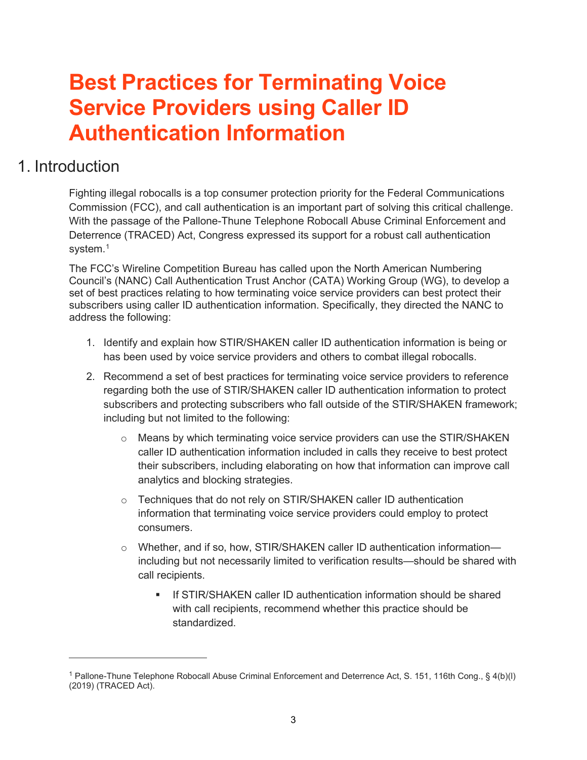# Best Practices for Terminating Voice Service Providers using Caller ID Authentication Information

## 1. Introduction

Fighting illegal robocalls is a top consumer protection priority for the Federal Communications Commission (FCC), and call authentication is an important part of solving this critical challenge. With the passage of the Pallone-Thune Telephone Robocall Abuse Criminal Enforcement and Deterrence (TRACED) Act, Congress expressed its support for a robust call authentication system.[1]

The FCC's Wireline Competition Bureau has called upon the North American Numbering Council's (NANC) Call Authentication Trust Anchor (CATA) Working Group (WG), to develop a set of best practices relating to how terminating voice service providers can best protect their subscribers using caller ID authentication information. Specifically, they directed the NANC to address the following:

1. Identify and explain how STIR/SHAKEN caller ID authentication information is being or has been used by voice service providers and others to combat illegal robocalls.
2. Recommend a set of best practices for terminating voice service providers to reference regarding both the use of STIR/SHAKEN caller ID authentication information to protect subscribers and protecting subscribers who fall outside of the STIR/SHAKEN framework; including but not limited to the following:
   - Means by which terminating voice service providers can use the STIR/SHAKEN caller ID authentication information included in calls they receive to best protect their subscribers, including elaborating on how that information can improve call analytics and blocking strategies.
   - Techniques that do not rely on STIR/SHAKEN caller ID authentication information that terminating voice service providers could employ to protect consumers.
   - Whether, and if so, how, STIR/SHAKEN caller ID authentication information—including but not necessarily limited to verification results—should be shared with call recipients.
     - If STIR/SHAKEN caller ID authentication information should be shared with call recipients, recommend whether this practice should be standardized.

---

[1] Pallone-Thune Telephone Robocall Abuse Criminal Enforcement and Deterrence Act, S. 151, 116th Cong., § 4(b)(l) (2019) (TRACED Act).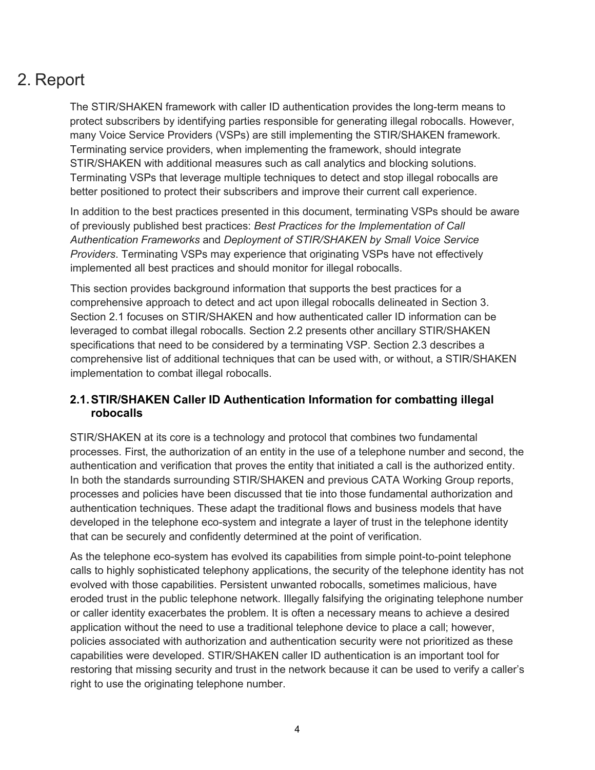# 2. Report

The STIR/SHAKEN framework with caller ID authentication provides the long-term means to protect subscribers by identifying parties responsible for generating illegal robocalls. However, many Voice Service Providers (VSPs) are still implementing the STIR/SHAKEN framework. Terminating service providers, when implementing the framework, should integrate STIR/SHAKEN with additional measures such as call analytics and blocking solutions. Terminating VSPs that leverage multiple techniques to detect and stop illegal robocalls are better positioned to protect their subscribers and improve their current call experience.

In addition to the best practices presented in this document, terminating VSPs should be aware of previously published best practices: *Best Practices for the Implementation of Call Authentication Frameworks* and *Deployment of STIR/SHAKEN by Small Voice Service Providers*. Terminating VSPs may experience that originating VSPs have not effectively implemented all best practices and should monitor for illegal robocalls.

This section provides background information that supports the best practices for a comprehensive approach to detect and act upon illegal robocalls delineated in Section 3. Section 2.1 focuses on STIR/SHAKEN and how authenticated caller ID information can be leveraged to combat illegal robocalls. Section 2.2 presents other ancillary STIR/SHAKEN specifications that need to be considered by a terminating VSP. Section 2.3 describes a comprehensive list of additional techniques that can be used with, or without, a STIR/SHAKEN implementation to combat illegal robocalls.

## 2.1. STIR/SHAKEN Caller ID Authentication Information for combatting illegal robocalls

STIR/SHAKEN at its core is a technology and protocol that combines two fundamental processes. First, the authorization of an entity in the use of a telephone number and second, the authentication and verification that proves the entity that initiated a call is the authorized entity. In both the standards surrounding STIR/SHAKEN and previous CATA Working Group reports, processes and policies have been discussed that tie into those fundamental authorization and authentication techniques. These adapt the traditional flows and business models that have developed in the telephone eco-system and integrate a layer of trust in the telephone identity that can be securely and confidently determined at the point of verification.

As the telephone eco-system has evolved its capabilities from simple point-to-point telephone calls to highly sophisticated telephony applications, the security of the telephone identity has not evolved with those capabilities. Persistent unwanted robocalls, sometimes malicious, have eroded trust in the public telephone network. Illegally falsifying the originating telephone number or caller identity exacerbates the problem. It is often a necessary means to achieve a desired application without the need to use a traditional telephone device to place a call; however, policies associated with authorization and authentication security were not prioritized as these capabilities were developed. STIR/SHAKEN caller ID authentication is an important tool for restoring that missing security and trust in the network because it can be used to verify a caller's right to use the originating telephone number.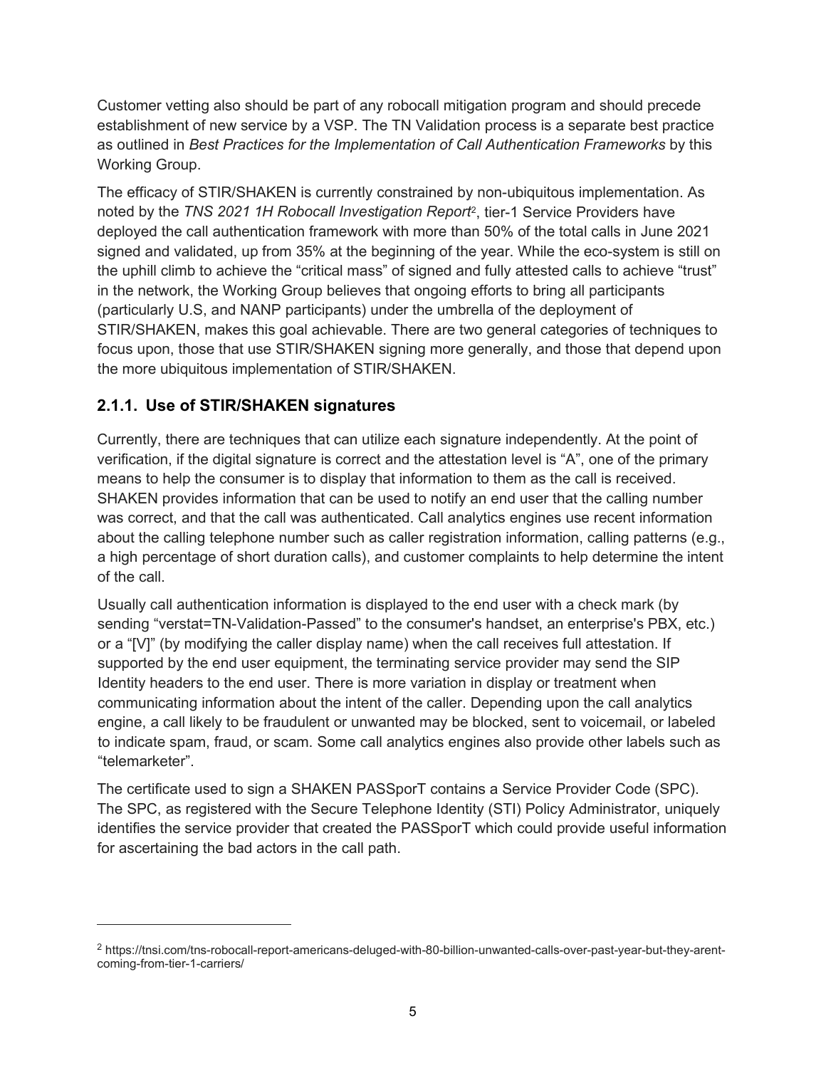Customer vetting also should be part of any robocall mitigation program and should precede establishment of new service by a VSP. The TN Validation process is a separate best practice as outlined in *Best Practices for the Implementation of Call Authentication Frameworks* by this Working Group.

The efficacy of STIR/SHAKEN is currently constrained by non-ubiquitous implementation. As noted by the *TNS 2021 1H Robocall Investigation Report*[2], tier-1 Service Providers have deployed the call authentication framework with more than 50% of the total calls in June 2021 signed and validated, up from 35% at the beginning of the year. While the eco-system is still on the uphill climb to achieve the "critical mass" of signed and fully attested calls to achieve "trust" in the network, the Working Group believes that ongoing efforts to bring all participants (particularly U.S, and NANP participants) under the umbrella of the deployment of STIR/SHAKEN, makes this goal achievable. There are two general categories of techniques to focus upon, those that use STIR/SHAKEN signing more generally, and those that depend upon the more ubiquitous implementation of STIR/SHAKEN.

### 2.1.1. Use of STIR/SHAKEN signatures

Currently, there are techniques that can utilize each signature independently. At the point of verification, if the digital signature is correct and the attestation level is "A", one of the primary means to help the consumer is to display that information to them as the call is received. SHAKEN provides information that can be used to notify an end user that the calling number was correct, and that the call was authenticated. Call analytics engines use recent information about the calling telephone number such as caller registration information, calling patterns (e.g., a high percentage of short duration calls), and customer complaints to help determine the intent of the call.

Usually call authentication information is displayed to the end user with a check mark (by sending "verstat=TN-Validation-Passed" to the consumer's handset, an enterprise's PBX, etc.) or a "[V]" (by modifying the caller display name) when the call receives full attestation. If supported by the end user equipment, the terminating service provider may send the SIP Identity headers to the end user. There is more variation in display or treatment when communicating information about the intent of the caller. Depending upon the call analytics engine, a call likely to be fraudulent or unwanted may be blocked, sent to voicemail, or labeled to indicate spam, fraud, or scam. Some call analytics engines also provide other labels such as "telemarketer".

The certificate used to sign a SHAKEN PASSporT contains a Service Provider Code (SPC). The SPC, as registered with the Secure Telephone Identity (STI) Policy Administrator, uniquely identifies the service provider that created the PASSporT which could provide useful information for ascertaining the bad actors in the call path.

---

[2] https://tnsi.com/tns-robocall-report-americans-deluged-with-80-billion-unwanted-calls-over-past-year-but-they-arent-coming-from-tier-1-carriers/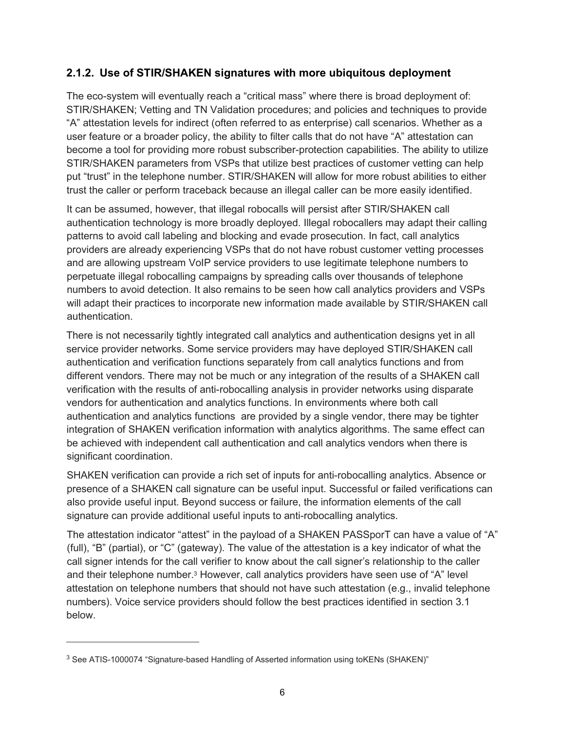### 2.1.2. Use of STIR/SHAKEN signatures with more ubiquitous deployment

The eco-system will eventually reach a “critical mass” where there is broad deployment of: STIR/SHAKEN; Vetting and TN Validation procedures; and policies and techniques to provide “A” attestation levels for indirect (often referred to as enterprise) call scenarios. Whether as a user feature or a broader policy, the ability to filter calls that do not have “A” attestation can become a tool for providing more robust subscriber-protection capabilities. The ability to utilize STIR/SHAKEN parameters from VSPs that utilize best practices of customer vetting can help put “trust” in the telephone number. STIR/SHAKEN will allow for more robust abilities to either trust the caller or perform traceback because an illegal caller can be more easily identified.

It can be assumed, however, that illegal robocalls will persist after STIR/SHAKEN call authentication technology is more broadly deployed. Illegal robocallers may adapt their calling patterns to avoid call labeling and blocking and evade prosecution. In fact, call analytics providers are already experiencing VSPs that do not have robust customer vetting processes and are allowing upstream VoIP service providers to use legitimate telephone numbers to perpetuate illegal robocalling campaigns by spreading calls over thousands of telephone numbers to avoid detection. It also remains to be seen how call analytics providers and VSPs will adapt their practices to incorporate new information made available by STIR/SHAKEN call authentication.

There is not necessarily tightly integrated call analytics and authentication designs yet in all service provider networks. Some service providers may have deployed STIR/SHAKEN call authentication and verification functions separately from call analytics functions and from different vendors. There may not be much or any integration of the results of a SHAKEN call verification with the results of anti-robocalling analysis in provider networks using disparate vendors for authentication and analytics functions. In environments where both call authentication and analytics functions are provided by a single vendor, there may be tighter integration of SHAKEN verification information with analytics algorithms. The same effect can be achieved with independent call authentication and call analytics vendors when there is significant coordination.

SHAKEN verification can provide a rich set of inputs for anti-robocalling analytics. Absence or presence of a SHAKEN call signature can be useful input. Successful or failed verifications can also provide useful input. Beyond success or failure, the information elements of the call signature can provide additional useful inputs to anti-robocalling analytics.

The attestation indicator “attest” in the payload of a SHAKEN PASSporT can have a value of “A” (full), “B” (partial), or “C” (gateway). The value of the attestation is a key indicator of what the call signer intends for the call verifier to know about the call signer’s relationship to the caller and their telephone number.[3] However, call analytics providers have seen use of “A” level attestation on telephone numbers that should not have such attestation (e.g., invalid telephone numbers). Voice service providers should follow the best practices identified in section 3.1 below.

---

[3] See ATIS-1000074 “Signature-based Handling of Asserted information using toKENs (SHAKEN)”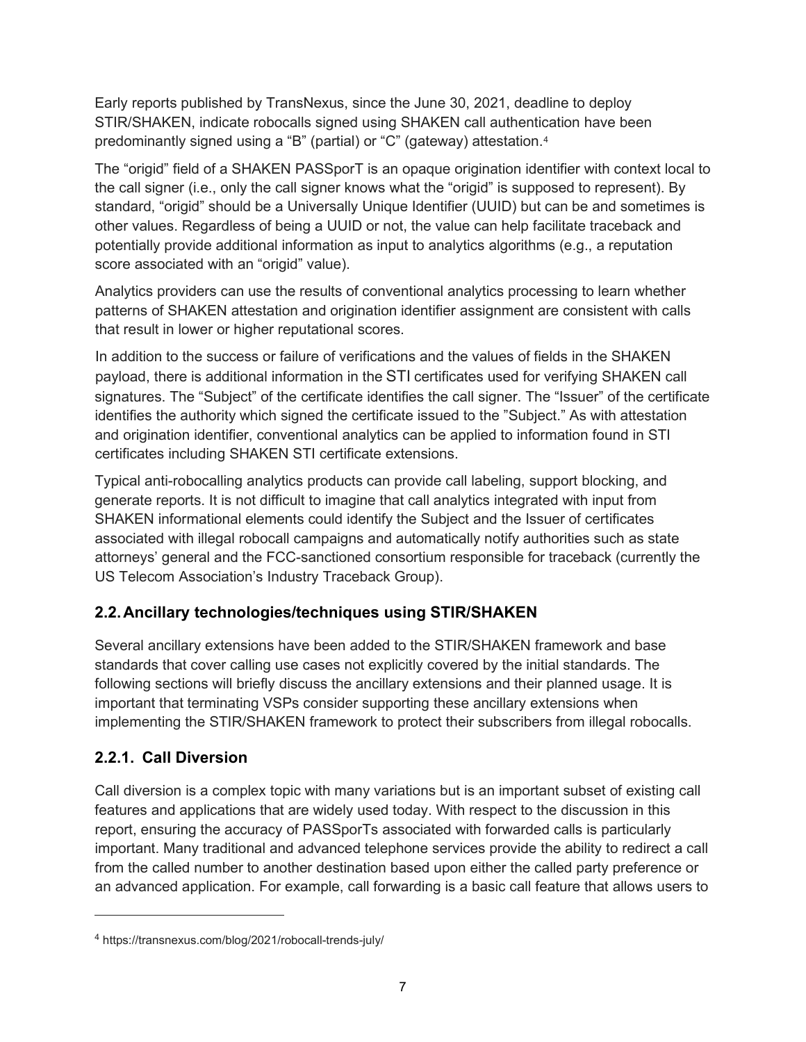Early reports published by TransNexus, since the June 30, 2021, deadline to deploy STIR/SHAKEN, indicate robocalls signed using SHAKEN call authentication have been predominantly signed using a "B" (partial) or "C" (gateway) attestation.[4]

The "origid" field of a SHAKEN PASSporT is an opaque origination identifier with context local to the call signer (i.e., only the call signer knows what the "origid" is supposed to represent). By standard, "origid" should be a Universally Unique Identifier (UUID) but can be and sometimes is other values. Regardless of being a UUID or not, the value can help facilitate traceback and potentially provide additional information as input to analytics algorithms (e.g., a reputation score associated with an "origid" value).

Analytics providers can use the results of conventional analytics processing to learn whether patterns of SHAKEN attestation and origination identifier assignment are consistent with calls that result in lower or higher reputational scores.

In addition to the success or failure of verifications and the values of fields in the SHAKEN payload, there is additional information in the STI certificates used for verifying SHAKEN call signatures. The "Subject" of the certificate identifies the call signer. The "Issuer" of the certificate identifies the authority which signed the certificate issued to the "Subject." As with attestation and origination identifier, conventional analytics can be applied to information found in STI certificates including SHAKEN STI certificate extensions.

Typical anti-robocalling analytics products can provide call labeling, support blocking, and generate reports. It is not difficult to imagine that call analytics integrated with input from SHAKEN informational elements could identify the Subject and the Issuer of certificates associated with illegal robocall campaigns and automatically notify authorities such as state attorneys' general and the FCC-sanctioned consortium responsible for traceback (currently the US Telecom Association's Industry Traceback Group).

## 2.2. Ancillary technologies/techniques using STIR/SHAKEN

Several ancillary extensions have been added to the STIR/SHAKEN framework and base standards that cover calling use cases not explicitly covered by the initial standards. The following sections will briefly discuss the ancillary extensions and their planned usage. It is important that terminating VSPs consider supporting these ancillary extensions when implementing the STIR/SHAKEN framework to protect their subscribers from illegal robocalls.

### 2.2.1. Call Diversion

Call diversion is a complex topic with many variations but is an important subset of existing call features and applications that are widely used today. With respect to the discussion in this report, ensuring the accuracy of PASSporTs associated with forwarded calls is particularly important. Many traditional and advanced telephone services provide the ability to redirect a call from the called number to another destination based upon either the called party preference or an advanced application. For example, call forwarding is a basic call feature that allows users to

---

[4] https://transnexus.com/blog/2021/robocall-trends-july/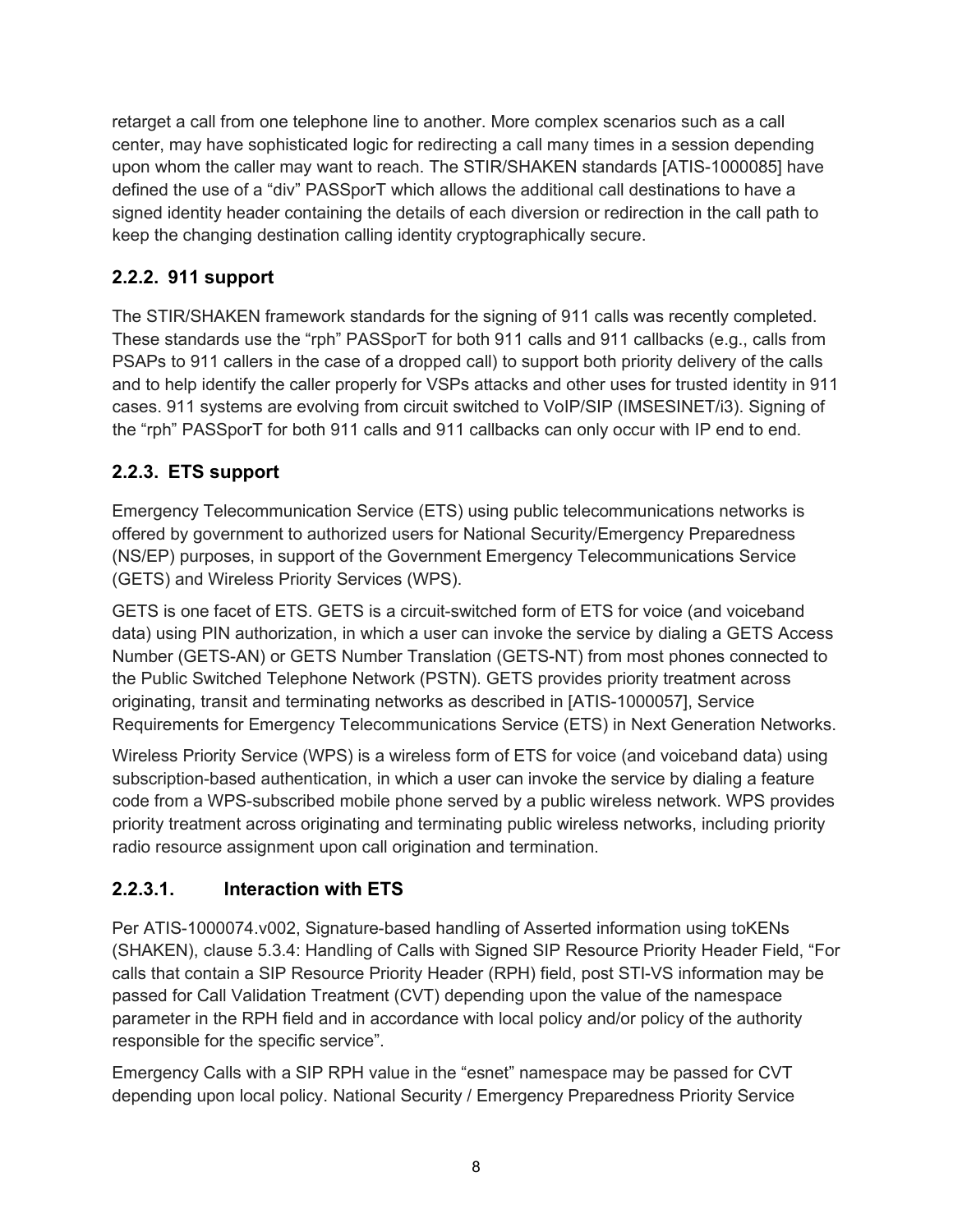retarget a call from one telephone line to another. More complex scenarios such as a call center, may have sophisticated logic for redirecting a call many times in a session depending upon whom the caller may want to reach. The STIR/SHAKEN standards [ATIS-1000085] have defined the use of a "div" PASSporT which allows the additional call destinations to have a signed identity header containing the details of each diversion or redirection in the call path to keep the changing destination calling identity cryptographically secure.

### 2.2.2. 911 support

The STIR/SHAKEN framework standards for the signing of 911 calls was recently completed. These standards use the "rph" PASSporT for both 911 calls and 911 callbacks (e.g., calls from PSAPs to 911 callers in the case of a dropped call) to support both priority delivery of the calls and to help identify the caller properly for VSPs attacks and other uses for trusted identity in 911 cases. 911 systems are evolving from circuit switched to VoIP/SIP (IMSESINET/i3). Signing of the "rph" PASSporT for both 911 calls and 911 callbacks can only occur with IP end to end.

### 2.2.3. ETS support

Emergency Telecommunication Service (ETS) using public telecommunications networks is offered by government to authorized users for National Security/Emergency Preparedness (NS/EP) purposes, in support of the Government Emergency Telecommunications Service (GETS) and Wireless Priority Services (WPS).

GETS is one facet of ETS. GETS is a circuit-switched form of ETS for voice (and voiceband data) using PIN authorization, in which a user can invoke the service by dialing a GETS Access Number (GETS-AN) or GETS Number Translation (GETS-NT) from most phones connected to the Public Switched Telephone Network (PSTN). GETS provides priority treatment across originating, transit and terminating networks as described in [ATIS-1000057], Service Requirements for Emergency Telecommunications Service (ETS) in Next Generation Networks.

Wireless Priority Service (WPS) is a wireless form of ETS for voice (and voiceband data) using subscription-based authentication, in which a user can invoke the service by dialing a feature code from a WPS-subscribed mobile phone served by a public wireless network. WPS provides priority treatment across originating and terminating public wireless networks, including priority radio resource assignment upon call origination and termination.

#### 2.2.3.1. Interaction with ETS

Per ATIS-1000074.v002, Signature-based handling of Asserted information using toKENs (SHAKEN), clause 5.3.4: Handling of Calls with Signed SIP Resource Priority Header Field, "For calls that contain a SIP Resource Priority Header (RPH) field, post STI-VS information may be passed for Call Validation Treatment (CVT) depending upon the value of the namespace parameter in the RPH field and in accordance with local policy and/or policy of the authority responsible for the specific service".

Emergency Calls with a SIP RPH value in the "esnet" namespace may be passed for CVT depending upon local policy. National Security / Emergency Preparedness Priority Service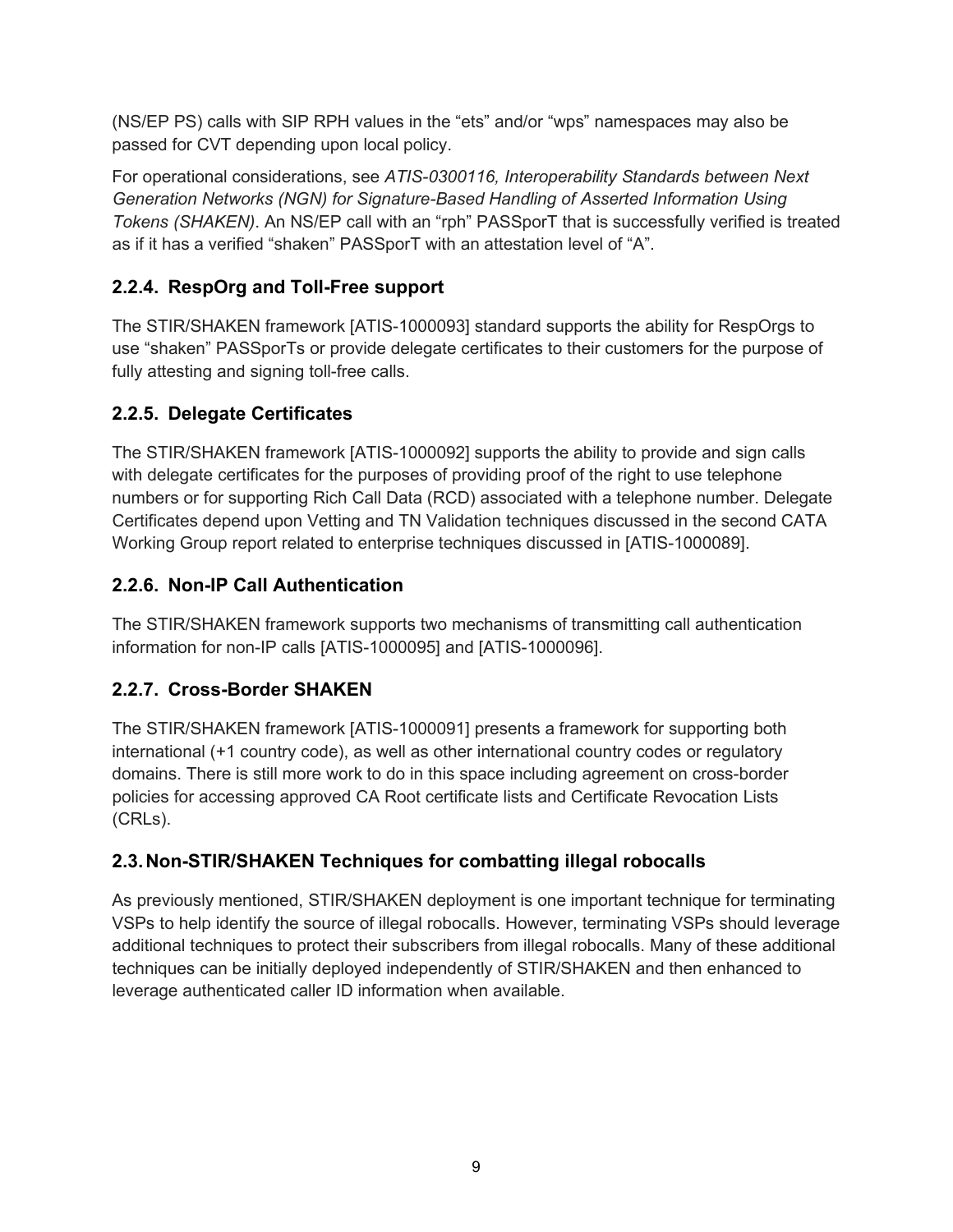(NS/EP PS) calls with SIP RPH values in the “ets” and/or “wps” namespaces may also be passed for CVT depending upon local policy.

For operational considerations, see *ATIS-0300116, Interoperability Standards between Next Generation Networks (NGN) for Signature-Based Handling of Asserted Information Using Tokens (SHAKEN)*. An NS/EP call with an “rph” PASSporT that is successfully verified is treated as if it has a verified “shaken” PASSporT with an attestation level of “A”.

### 2.2.4. RespOrg and Toll-Free support

The STIR/SHAKEN framework [ATIS-1000093] standard supports the ability for RespOrgs to use “shaken” PASSporTs or provide delegate certificates to their customers for the purpose of fully attesting and signing toll-free calls.

### 2.2.5. Delegate Certificates

The STIR/SHAKEN framework [ATIS-1000092] supports the ability to provide and sign calls with delegate certificates for the purposes of providing proof of the right to use telephone numbers or for supporting Rich Call Data (RCD) associated with a telephone number. Delegate Certificates depend upon Vetting and TN Validation techniques discussed in the second CATA Working Group report related to enterprise techniques discussed in [ATIS-1000089].

### 2.2.6. Non-IP Call Authentication

The STIR/SHAKEN framework supports two mechanisms of transmitting call authentication information for non-IP calls [ATIS-1000095] and [ATIS-1000096].

### 2.2.7. Cross-Border SHAKEN

The STIR/SHAKEN framework [ATIS-1000091] presents a framework for supporting both international (+1 country code), as well as other international country codes or regulatory domains. There is still more work to do in this space including agreement on cross-border policies for accessing approved CA Root certificate lists and Certificate Revocation Lists (CRLs).

## 2.3. Non-STIR/SHAKEN Techniques for combatting illegal robocalls

As previously mentioned, STIR/SHAKEN deployment is one important technique for terminating VSPs to help identify the source of illegal robocalls. However, terminating VSPs should leverage additional techniques to protect their subscribers from illegal robocalls. Many of these additional techniques can be initially deployed independently of STIR/SHAKEN and then enhanced to leverage authenticated caller ID information when available.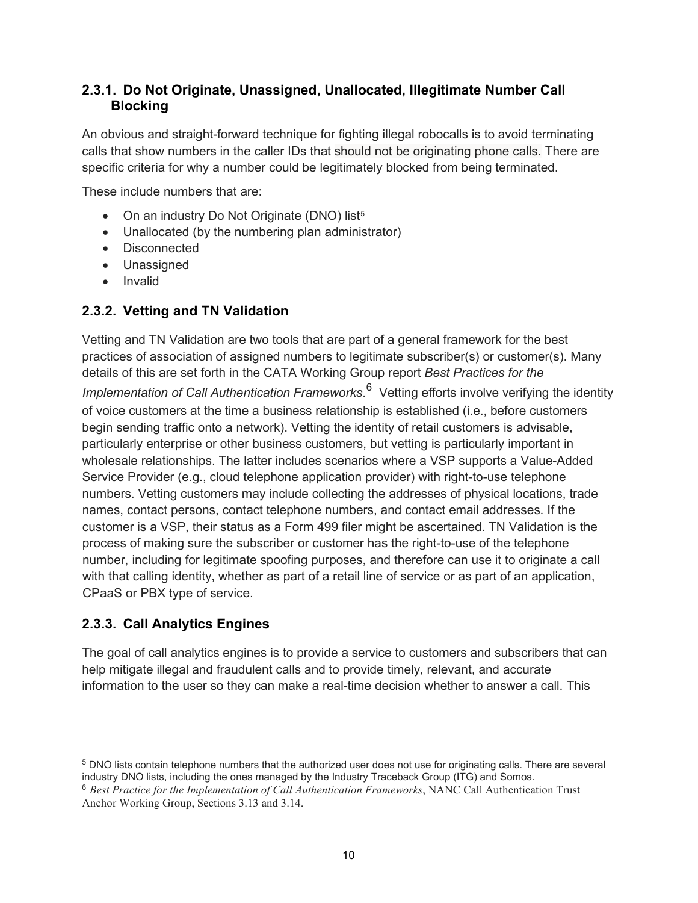### 2.3.1. Do Not Originate, Unassigned, Unallocated, Illegitimate Number Call Blocking

An obvious and straight-forward technique for fighting illegal robocalls is to avoid terminating calls that show numbers in the caller IDs that should not be originating phone calls. There are specific criteria for why a number could be legitimately blocked from being terminated.

These include numbers that are:

- On an industry Do Not Originate (DNO) list[5]
- Unallocated (by the numbering plan administrator)
- Disconnected
- Unassigned
- Invalid

### 2.3.2. Vetting and TN Validation

Vetting and TN Validation are two tools that are part of a general framework for the best practices of association of assigned numbers to legitimate subscriber(s) or customer(s). Many details of this are set forth in the CATA Working Group report *Best Practices for the Implementation of Call Authentication Frameworks*.[6] Vetting efforts involve verifying the identity of voice customers at the time a business relationship is established (i.e., before customers begin sending traffic onto a network). Vetting the identity of retail customers is advisable, particularly enterprise or other business customers, but vetting is particularly important in wholesale relationships. The latter includes scenarios where a VSP supports a Value-Added Service Provider (e.g., cloud telephone application provider) with right-to-use telephone numbers. Vetting customers may include collecting the addresses of physical locations, trade names, contact persons, contact telephone numbers, and contact email addresses. If the customer is a VSP, their status as a Form 499 filer might be ascertained. TN Validation is the process of making sure the subscriber or customer has the right-to-use of the telephone number, including for legitimate spoofing purposes, and therefore can use it to originate a call with that calling identity, whether as part of a retail line of service or as part of an application, CPaaS or PBX type of service.

### 2.3.3. Call Analytics Engines

The goal of call analytics engines is to provide a service to customers and subscribers that can help mitigate illegal and fraudulent calls and to provide timely, relevant, and accurate information to the user so they can make a real-time decision whether to answer a call. This

---

[5] DNO lists contain telephone numbers that the authorized user does not use for originating calls. There are several industry DNO lists, including the ones managed by the Industry Traceback Group (ITG) and Somos.

[6] *Best Practice for the Implementation of Call Authentication Frameworks*, NANC Call Authentication Trust Anchor Working Group, Sections 3.13 and 3.14.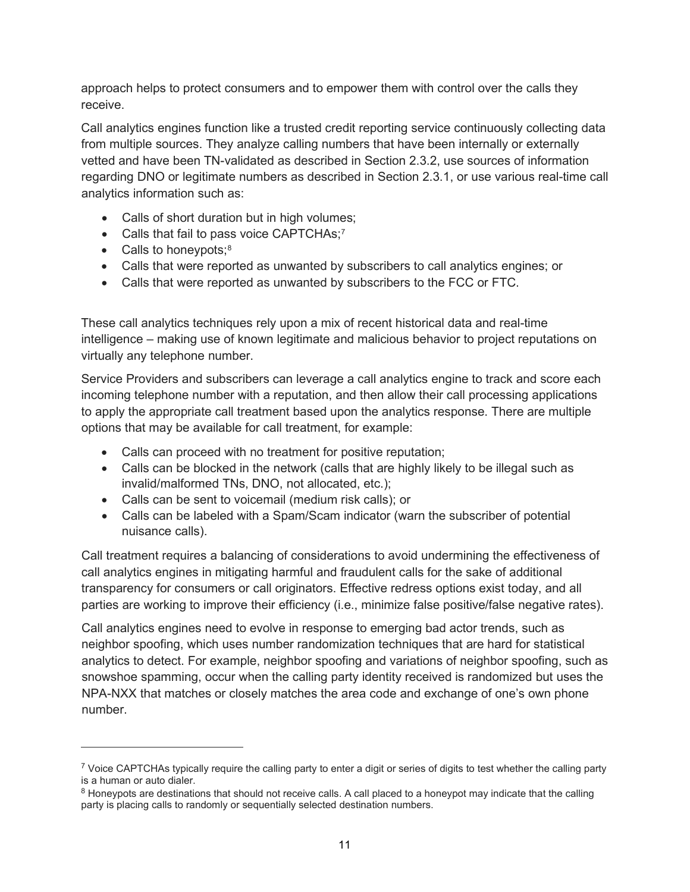approach helps to protect consumers and to empower them with control over the calls they receive.

Call analytics engines function like a trusted credit reporting service continuously collecting data from multiple sources. They analyze calling numbers that have been internally or externally vetted and have been TN-validated as described in Section 2.3.2, use sources of information regarding DNO or legitimate numbers as described in Section 2.3.1, or use various real-time call analytics information such as:

- Calls of short duration but in high volumes;
- Calls that fail to pass voice CAPTCHAs;[7]
- Calls to honeypots;[8]
- Calls that were reported as unwanted by subscribers to call analytics engines; or
- Calls that were reported as unwanted by subscribers to the FCC or FTC.

These call analytics techniques rely upon a mix of recent historical data and real-time intelligence – making use of known legitimate and malicious behavior to project reputations on virtually any telephone number.

Service Providers and subscribers can leverage a call analytics engine to track and score each incoming telephone number with a reputation, and then allow their call processing applications to apply the appropriate call treatment based upon the analytics response. There are multiple options that may be available for call treatment, for example:

- Calls can proceed with no treatment for positive reputation;
- Calls can be blocked in the network (calls that are highly likely to be illegal such as invalid/malformed TNs, DNO, not allocated, etc.);
- Calls can be sent to voicemail (medium risk calls); or
- Calls can be labeled with a Spam/Scam indicator (warn the subscriber of potential nuisance calls).

Call treatment requires a balancing of considerations to avoid undermining the effectiveness of call analytics engines in mitigating harmful and fraudulent calls for the sake of additional transparency for consumers or call originators. Effective redress options exist today, and all parties are working to improve their efficiency (i.e., minimize false positive/false negative rates).

Call analytics engines need to evolve in response to emerging bad actor trends, such as neighbor spoofing, which uses number randomization techniques that are hard for statistical analytics to detect. For example, neighbor spoofing and variations of neighbor spoofing, such as snowshoe spamming, occur when the calling party identity received is randomized but uses the NPA-NXX that matches or closely matches the area code and exchange of one's own phone number.

---

[7] Voice CAPTCHAs typically require the calling party to enter a digit or series of digits to test whether the calling party is a human or auto dialer.

[8] Honeypots are destinations that should not receive calls. A call placed to a honeypot may indicate that the calling party is placing calls to randomly or sequentially selected destination numbers.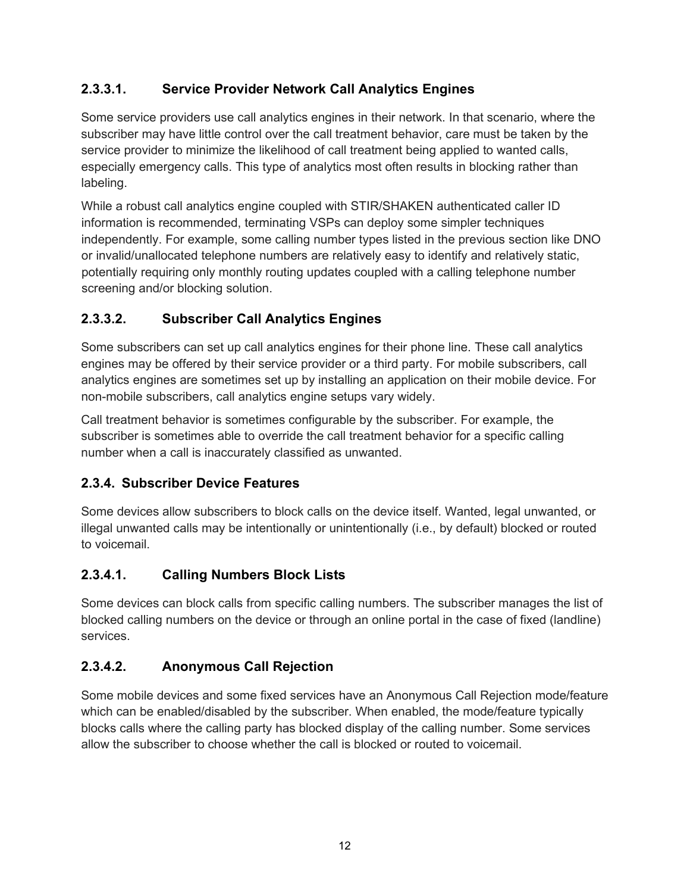#### 2.3.3.1. Service Provider Network Call Analytics Engines

Some service providers use call analytics engines in their network. In that scenario, where the subscriber may have little control over the call treatment behavior, care must be taken by the service provider to minimize the likelihood of call treatment being applied to wanted calls, especially emergency calls. This type of analytics most often results in blocking rather than labeling.

While a robust call analytics engine coupled with STIR/SHAKEN authenticated caller ID information is recommended, terminating VSPs can deploy some simpler techniques independently. For example, some calling number types listed in the previous section like DNO or invalid/unallocated telephone numbers are relatively easy to identify and relatively static, potentially requiring only monthly routing updates coupled with a calling telephone number screening and/or blocking solution.

#### 2.3.3.2. Subscriber Call Analytics Engines

Some subscribers can set up call analytics engines for their phone line. These call analytics engines may be offered by their service provider or a third party. For mobile subscribers, call analytics engines are sometimes set up by installing an application on their mobile device. For non-mobile subscribers, call analytics engine setups vary widely.

Call treatment behavior is sometimes configurable by the subscriber. For example, the subscriber is sometimes able to override the call treatment behavior for a specific calling number when a call is inaccurately classified as unwanted.

### 2.3.4. Subscriber Device Features

Some devices allow subscribers to block calls on the device itself. Wanted, legal unwanted, or illegal unwanted calls may be intentionally or unintentionally (i.e., by default) blocked or routed to voicemail.

#### 2.3.4.1. Calling Numbers Block Lists

Some devices can block calls from specific calling numbers. The subscriber manages the list of blocked calling numbers on the device or through an online portal in the case of fixed (landline) services.

#### 2.3.4.2. Anonymous Call Rejection

Some mobile devices and some fixed services have an Anonymous Call Rejection mode/feature which can be enabled/disabled by the subscriber. When enabled, the mode/feature typically blocks calls where the calling party has blocked display of the calling number. Some services allow the subscriber to choose whether the call is blocked or routed to voicemail.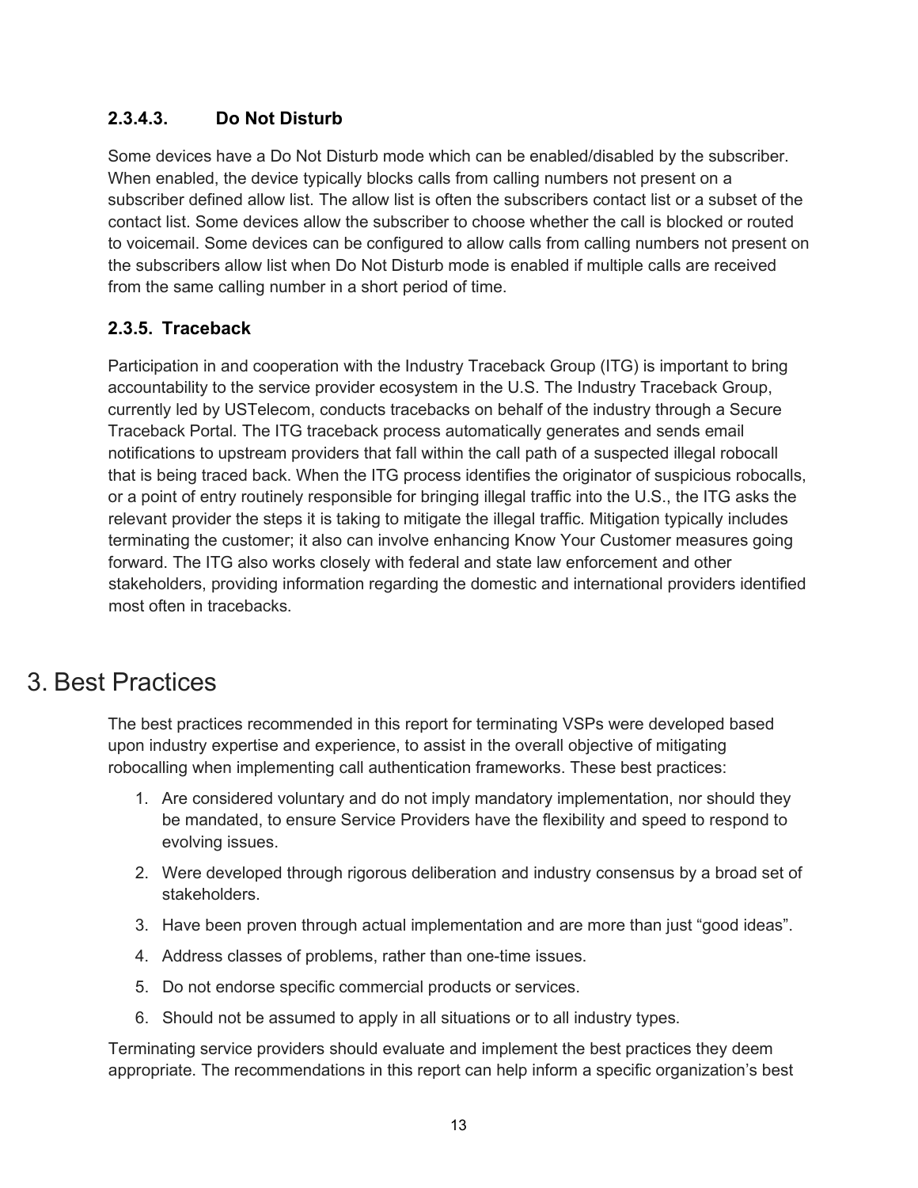#### 2.3.4.3. Do Not Disturb

Some devices have a Do Not Disturb mode which can be enabled/disabled by the subscriber. When enabled, the device typically blocks calls from calling numbers not present on a subscriber defined allow list. The allow list is often the subscribers contact list or a subset of the contact list. Some devices allow the subscriber to choose whether the call is blocked or routed to voicemail. Some devices can be configured to allow calls from calling numbers not present on the subscribers allow list when Do Not Disturb mode is enabled if multiple calls are received from the same calling number in a short period of time.

### 2.3.5. Traceback

Participation in and cooperation with the Industry Traceback Group (ITG) is important to bring accountability to the service provider ecosystem in the U.S. The Industry Traceback Group, currently led by USTelecom, conducts tracebacks on behalf of the industry through a Secure Traceback Portal. The ITG traceback process automatically generates and sends email notifications to upstream providers that fall within the call path of a suspected illegal robocall that is being traced back. When the ITG process identifies the originator of suspicious robocalls, or a point of entry routinely responsible for bringing illegal traffic into the U.S., the ITG asks the relevant provider the steps it is taking to mitigate the illegal traffic. Mitigation typically includes terminating the customer; it also can involve enhancing Know Your Customer measures going forward. The ITG also works closely with federal and state law enforcement and other stakeholders, providing information regarding the domestic and international providers identified most often in tracebacks.

# 3. Best Practices

The best practices recommended in this report for terminating VSPs were developed based upon industry expertise and experience, to assist in the overall objective of mitigating robocalling when implementing call authentication frameworks. These best practices:

1. Are considered voluntary and do not imply mandatory implementation, nor should they be mandated, to ensure Service Providers have the flexibility and speed to respond to evolving issues.
2. Were developed through rigorous deliberation and industry consensus by a broad set of stakeholders.
3. Have been proven through actual implementation and are more than just "good ideas".
4. Address classes of problems, rather than one-time issues.
5. Do not endorse specific commercial products or services.
6. Should not be assumed to apply in all situations or to all industry types.

Terminating service providers should evaluate and implement the best practices they deem appropriate. The recommendations in this report can help inform a specific organization's best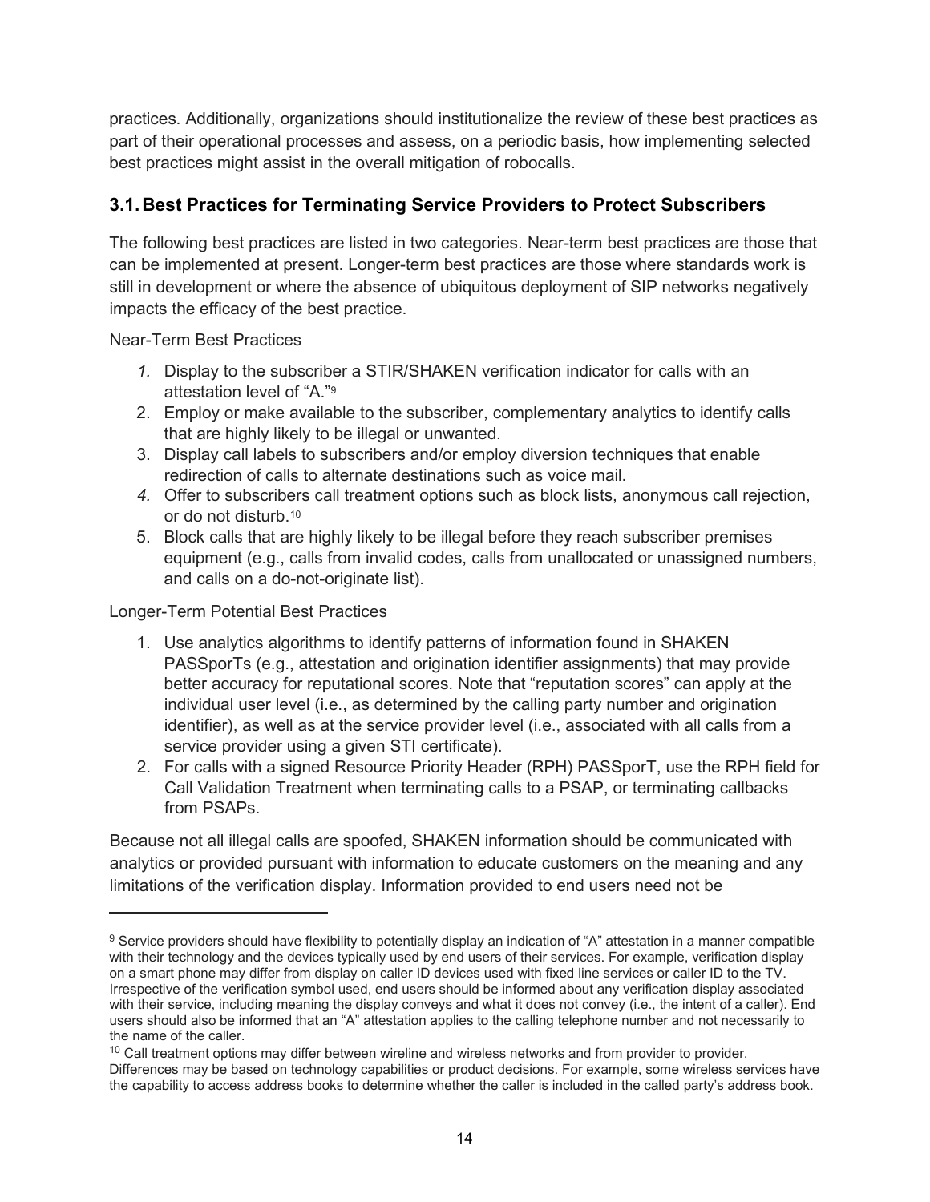practices. Additionally, organizations should institutionalize the review of these best practices as part of their operational processes and assess, on a periodic basis, how implementing selected best practices might assist in the overall mitigation of robocalls.

## 3.1. Best Practices for Terminating Service Providers to Protect Subscribers

The following best practices are listed in two categories. Near-term best practices are those that can be implemented at present. Longer-term best practices are those where standards work is still in development or where the absence of ubiquitous deployment of SIP networks negatively impacts the efficacy of the best practice.

Near-Term Best Practices

1. Display to the subscriber a STIR/SHAKEN verification indicator for calls with an attestation level of "A."[9]
2. Employ or make available to the subscriber, complementary analytics to identify calls that are highly likely to be illegal or unwanted.
3. Display call labels to subscribers and/or employ diversion techniques that enable redirection of calls to alternate destinations such as voice mail.
4. Offer to subscribers call treatment options such as block lists, anonymous call rejection, or do not disturb.[10]
5. Block calls that are highly likely to be illegal before they reach subscriber premises equipment (e.g., calls from invalid codes, calls from unallocated or unassigned numbers, and calls on a do-not-originate list).

Longer-Term Potential Best Practices

1. Use analytics algorithms to identify patterns of information found in SHAKEN PASSporTs (e.g., attestation and origination identifier assignments) that may provide better accuracy for reputational scores. Note that "reputation scores" can apply at the individual user level (i.e., as determined by the calling party number and origination identifier), as well as at the service provider level (i.e., associated with all calls from a service provider using a given STI certificate).
2. For calls with a signed Resource Priority Header (RPH) PASSporT, use the RPH field for Call Validation Treatment when terminating calls to a PSAP, or terminating callbacks from PSAPs.

Because not all illegal calls are spoofed, SHAKEN information should be communicated with analytics or provided pursuant with information to educate customers on the meaning and any limitations of the verification display. Information provided to end users need not be

---

[9] Service providers should have flexibility to potentially display an indication of "A" attestation in a manner compatible with their technology and the devices typically used by end users of their services. For example, verification display on a smart phone may differ from display on caller ID devices used with fixed line services or caller ID to the TV. Irrespective of the verification symbol used, end users should be informed about any verification display associated with their service, including meaning the display conveys and what it does not convey (i.e., the intent of a caller). End users should also be informed that an "A" attestation applies to the calling telephone number and not necessarily to the name of the caller.

[10] Call treatment options may differ between wireline and wireless networks and from provider to provider. Differences may be based on technology capabilities or product decisions. For example, some wireless services have the capability to access address books to determine whether the caller is included in the called party's address book.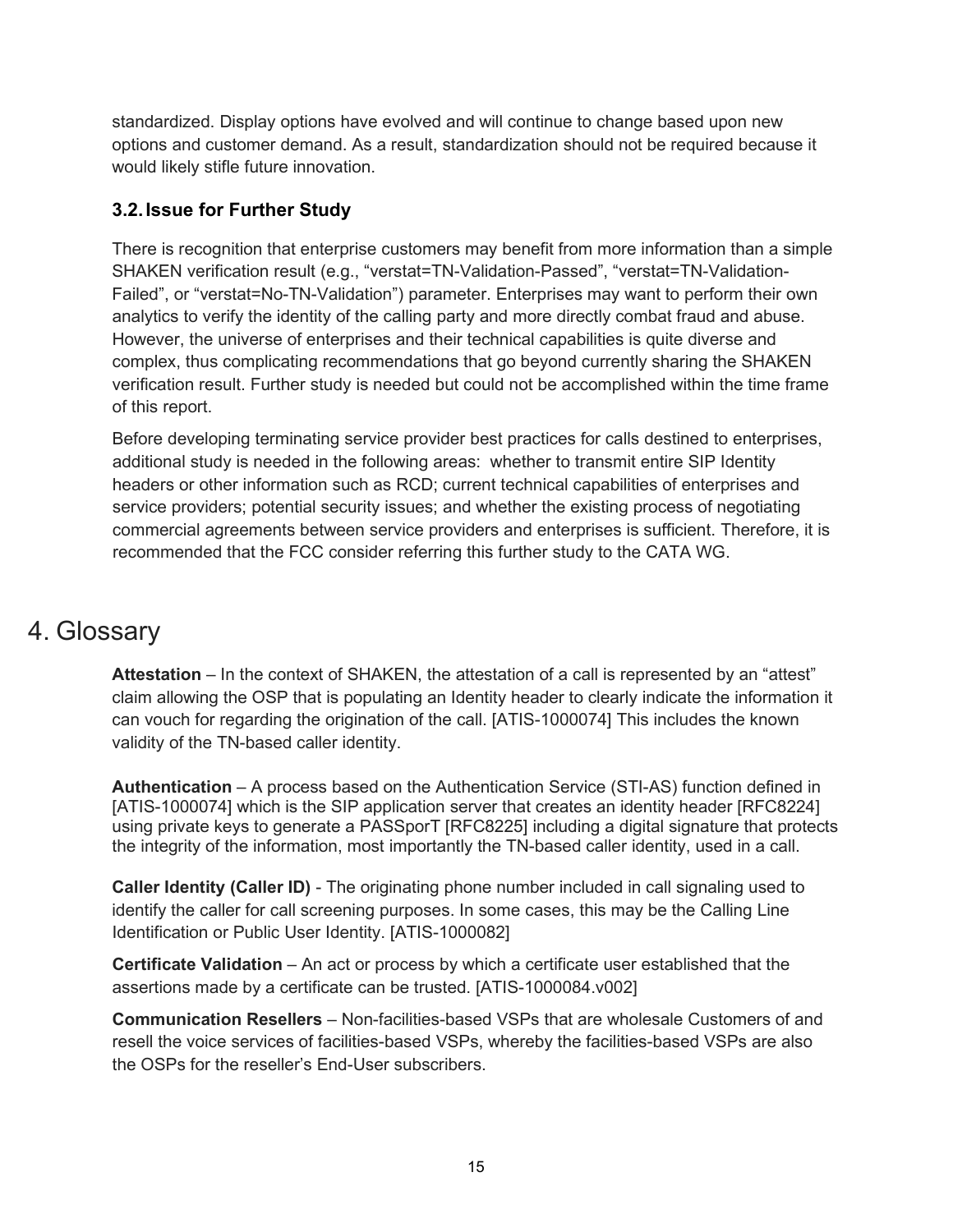standardized. Display options have evolved and will continue to change based upon new options and customer demand. As a result, standardization should not be required because it would likely stifle future innovation.

### 3.2. Issue for Further Study

There is recognition that enterprise customers may benefit from more information than a simple SHAKEN verification result (e.g., “verstat=TN-Validation-Passed”, “verstat=TN-Validation-Failed”, or “verstat=No-TN-Validation”) parameter. Enterprises may want to perform their own analytics to verify the identity of the calling party and more directly combat fraud and abuse. However, the universe of enterprises and their technical capabilities is quite diverse and complex, thus complicating recommendations that go beyond currently sharing the SHAKEN verification result. Further study is needed but could not be accomplished within the time frame of this report.

Before developing terminating service provider best practices for calls destined to enterprises, additional study is needed in the following areas: whether to transmit entire SIP Identity headers or other information such as RCD; current technical capabilities of enterprises and service providers; potential security issues; and whether the existing process of negotiating commercial agreements between service providers and enterprises is sufficient. Therefore, it is recommended that the FCC consider referring this further study to the CATA WG.

# 4. Glossary

**Attestation** – In the context of SHAKEN, the attestation of a call is represented by an “attest” claim allowing the OSP that is populating an Identity header to clearly indicate the information it can vouch for regarding the origination of the call. [ATIS-1000074] This includes the known validity of the TN-based caller identity.

**Authentication** – A process based on the Authentication Service (STI-AS) function defined in [ATIS-1000074] which is the SIP application server that creates an identity header [RFC8224] using private keys to generate a PASSporT [RFC8225] including a digital signature that protects the integrity of the information, most importantly the TN-based caller identity, used in a call.

**Caller Identity (Caller ID)** - The originating phone number included in call signaling used to identify the caller for call screening purposes. In some cases, this may be the Calling Line Identification or Public User Identity. [ATIS-1000082]

**Certificate Validation** – An act or process by which a certificate user established that the assertions made by a certificate can be trusted. [ATIS-1000084.v002]

**Communication Resellers** – Non-facilities-based VSPs that are wholesale Customers of and resell the voice services of facilities-based VSPs, whereby the facilities-based VSPs are also the OSPs for the reseller’s End-User subscribers.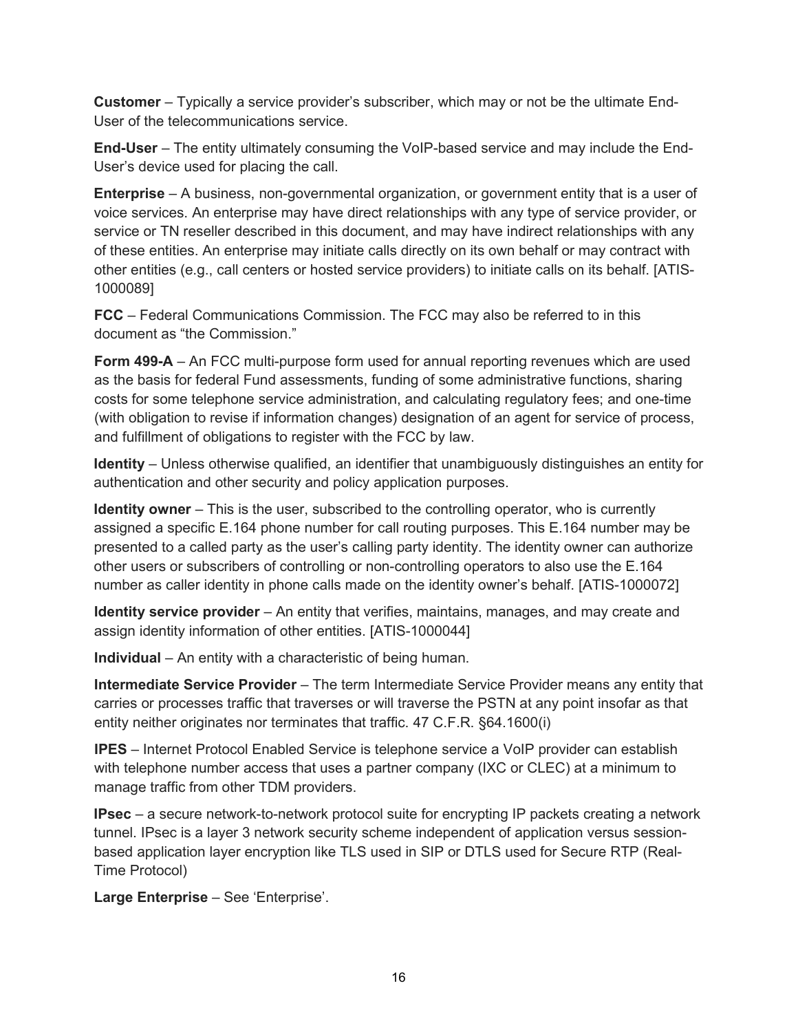**Customer** – Typically a service provider's subscriber, which may or not be the ultimate End-User of the telecommunications service.

**End-User** – The entity ultimately consuming the VoIP-based service and may include the End-User's device used for placing the call.

**Enterprise** – A business, non-governmental organization, or government entity that is a user of voice services. An enterprise may have direct relationships with any type of service provider, or service or TN reseller described in this document, and may have indirect relationships with any of these entities. An enterprise may initiate calls directly on its own behalf or may contract with other entities (e.g., call centers or hosted service providers) to initiate calls on its behalf. [ATIS-1000089]

**FCC** – Federal Communications Commission. The FCC may also be referred to in this document as "the Commission."

**Form 499-A** – An FCC multi-purpose form used for annual reporting revenues which are used as the basis for federal Fund assessments, funding of some administrative functions, sharing costs for some telephone service administration, and calculating regulatory fees; and one-time (with obligation to revise if information changes) designation of an agent for service of process, and fulfillment of obligations to register with the FCC by law.

**Identity** – Unless otherwise qualified, an identifier that unambiguously distinguishes an entity for authentication and other security and policy application purposes.

**Identity owner** – This is the user, subscribed to the controlling operator, who is currently assigned a specific E.164 phone number for call routing purposes. This E.164 number may be presented to a called party as the user's calling party identity. The identity owner can authorize other users or subscribers of controlling or non-controlling operators to also use the E.164 number as caller identity in phone calls made on the identity owner's behalf. [ATIS-1000072]

**Identity service provider** – An entity that verifies, maintains, manages, and may create and assign identity information of other entities. [ATIS-1000044]

**Individual** – An entity with a characteristic of being human.

**Intermediate Service Provider** – The term Intermediate Service Provider means any entity that carries or processes traffic that traverses or will traverse the PSTN at any point insofar as that entity neither originates nor terminates that traffic. 47 C.F.R. §64.1600(i)

**IPES** – Internet Protocol Enabled Service is telephone service a VoIP provider can establish with telephone number access that uses a partner company (IXC or CLEC) at a minimum to manage traffic from other TDM providers.

**IPsec** – a secure network-to-network protocol suite for encrypting IP packets creating a network tunnel. IPsec is a layer 3 network security scheme independent of application versus session-based application layer encryption like TLS used in SIP or DTLS used for Secure RTP (Real-Time Protocol)

**Large Enterprise** – See 'Enterprise'.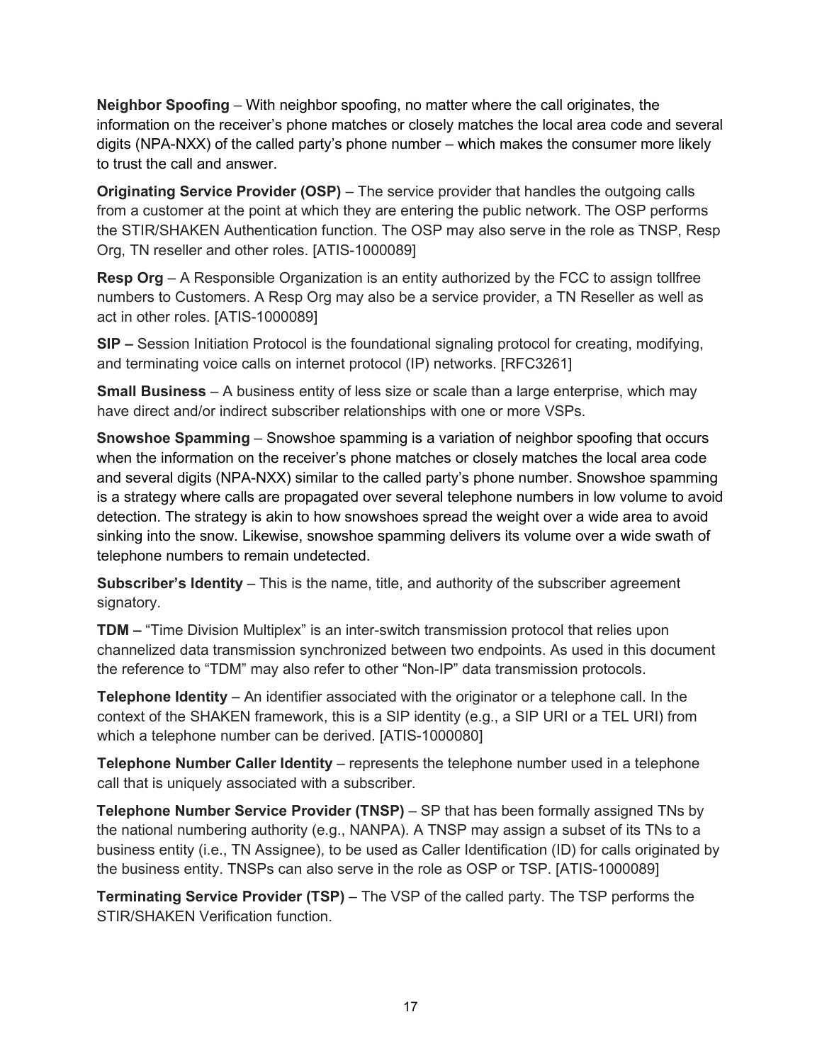**Neighbor Spoofing** – With neighbor spoofing, no matter where the call originates, the information on the receiver's phone matches or closely matches the local area code and several digits (NPA-NXX) of the called party's phone number – which makes the consumer more likely to trust the call and answer.

**Originating Service Provider (OSP)** – The service provider that handles the outgoing calls from a customer at the point at which they are entering the public network. The OSP performs the STIR/SHAKEN Authentication function. The OSP may also serve in the role as TNSP, Resp Org, TN reseller and other roles. [ATIS-1000089]

**Resp Org** – A Responsible Organization is an entity authorized by the FCC to assign tollfree numbers to Customers. A Resp Org may also be a service provider, a TN Reseller as well as act in other roles. [ATIS-1000089]

**SIP –** Session Initiation Protocol is the foundational signaling protocol for creating, modifying, and terminating voice calls on internet protocol (IP) networks. [RFC3261]

**Small Business** – A business entity of less size or scale than a large enterprise, which may have direct and/or indirect subscriber relationships with one or more VSPs.

**Snowshoe Spamming** – Snowshoe spamming is a variation of neighbor spoofing that occurs when the information on the receiver's phone matches or closely matches the local area code and several digits (NPA-NXX) similar to the called party's phone number. Snowshoe spamming is a strategy where calls are propagated over several telephone numbers in low volume to avoid detection. The strategy is akin to how snowshoes spread the weight over a wide area to avoid sinking into the snow. Likewise, snowshoe spamming delivers its volume over a wide swath of telephone numbers to remain undetected.

**Subscriber's Identity** – This is the name, title, and authority of the subscriber agreement signatory.

**TDM –** "Time Division Multiplex" is an inter-switch transmission protocol that relies upon channelized data transmission synchronized between two endpoints. As used in this document the reference to "TDM" may also refer to other "Non-IP" data transmission protocols.

**Telephone Identity** – An identifier associated with the originator or a telephone call. In the context of the SHAKEN framework, this is a SIP identity (e.g., a SIP URI or a TEL URI) from which a telephone number can be derived. [ATIS-1000080]

**Telephone Number Caller Identity** – represents the telephone number used in a telephone call that is uniquely associated with a subscriber.

**Telephone Number Service Provider (TNSP)** – SP that has been formally assigned TNs by the national numbering authority (e.g., NANPA). A TNSP may assign a subset of its TNs to a business entity (i.e., TN Assignee), to be used as Caller Identification (ID) for calls originated by the business entity. TNSPs can also serve in the role as OSP or TSP. [ATIS-1000089]

**Terminating Service Provider (TSP)** – The VSP of the called party. The TSP performs the STIR/SHAKEN Verification function.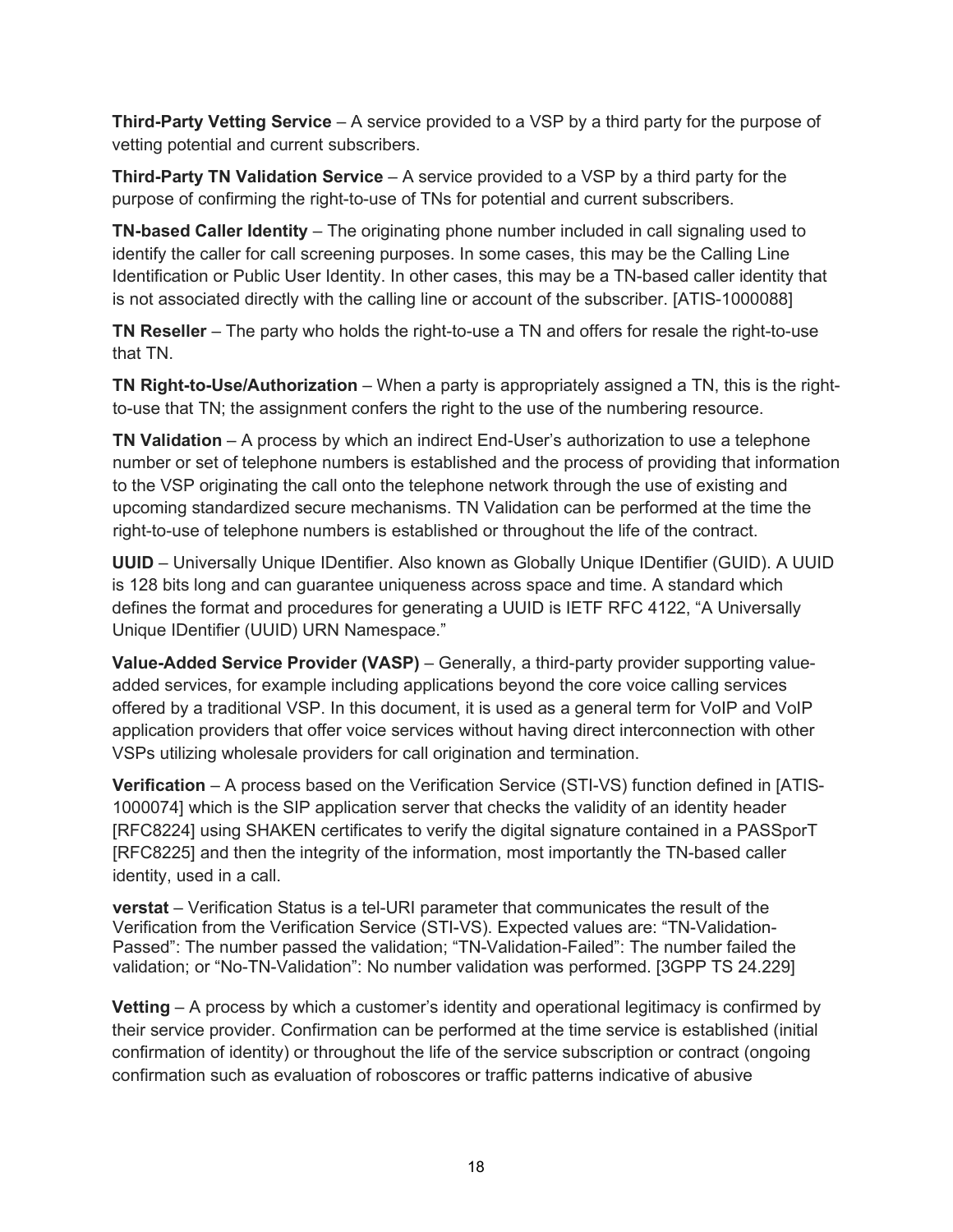**Third-Party Vetting Service** – A service provided to a VSP by a third party for the purpose of vetting potential and current subscribers.

**Third-Party TN Validation Service** – A service provided to a VSP by a third party for the purpose of confirming the right-to-use of TNs for potential and current subscribers.

**TN-based Caller Identity** – The originating phone number included in call signaling used to identify the caller for call screening purposes. In some cases, this may be the Calling Line Identification or Public User Identity. In other cases, this may be a TN-based caller identity that is not associated directly with the calling line or account of the subscriber. [ATIS-1000088]

**TN Reseller** – The party who holds the right-to-use a TN and offers for resale the right-to-use that TN.

**TN Right-to-Use/Authorization** – When a party is appropriately assigned a TN, this is the right-to-use that TN; the assignment confers the right to the use of the numbering resource.

**TN Validation** – A process by which an indirect End-User's authorization to use a telephone number or set of telephone numbers is established and the process of providing that information to the VSP originating the call onto the telephone network through the use of existing and upcoming standardized secure mechanisms. TN Validation can be performed at the time the right-to-use of telephone numbers is established or throughout the life of the contract.

**UUID** – Universally Unique IDentifier. Also known as Globally Unique IDentifier (GUID). A UUID is 128 bits long and can guarantee uniqueness across space and time. A standard which defines the format and procedures for generating a UUID is IETF RFC 4122, "A Universally Unique IDentifier (UUID) URN Namespace."

**Value-Added Service Provider (VASP)** – Generally, a third-party provider supporting value-added services, for example including applications beyond the core voice calling services offered by a traditional VSP. In this document, it is used as a general term for VoIP and VoIP application providers that offer voice services without having direct interconnection with other VSPs utilizing wholesale providers for call origination and termination.

**Verification** – A process based on the Verification Service (STI-VS) function defined in [ATIS-1000074] which is the SIP application server that checks the validity of an identity header [RFC8224] using SHAKEN certificates to verify the digital signature contained in a PASSporT [RFC8225] and then the integrity of the information, most importantly the TN-based caller identity, used in a call.

**verstat** – Verification Status is a tel-URI parameter that communicates the result of the Verification from the Verification Service (STI-VS). Expected values are: "TN-Validation-Passed": The number passed the validation; "TN-Validation-Failed": The number failed the validation; or "No-TN-Validation": No number validation was performed. [3GPP TS 24.229]

**Vetting** – A process by which a customer's identity and operational legitimacy is confirmed by their service provider. Confirmation can be performed at the time service is established (initial confirmation of identity) or throughout the life of the service subscription or contract (ongoing confirmation such as evaluation of roboscores or traffic patterns indicative of abusive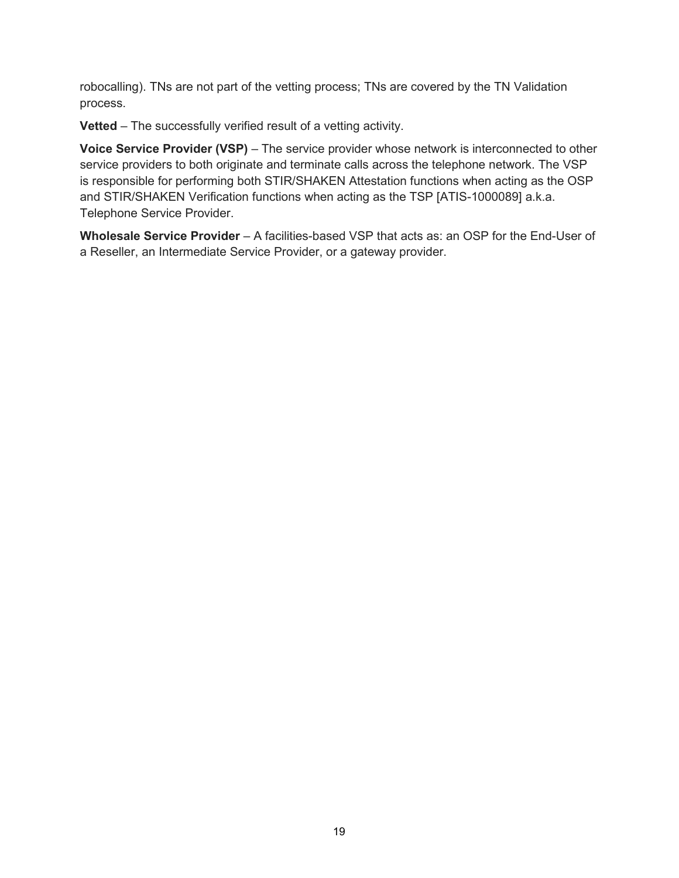robocalling). TNs are not part of the vetting process; TNs are covered by the TN Validation process.

**Vetted** – The successfully verified result of a vetting activity.

**Voice Service Provider (VSP)** – The service provider whose network is interconnected to other service providers to both originate and terminate calls across the telephone network. The VSP is responsible for performing both STIR/SHAKEN Attestation functions when acting as the OSP and STIR/SHAKEN Verification functions when acting as the TSP [ATIS-1000089] a.k.a. Telephone Service Provider.

**Wholesale Service Provider** – A facilities-based VSP that acts as: an OSP for the End-User of a Reseller, an Intermediate Service Provider, or a gateway provider.